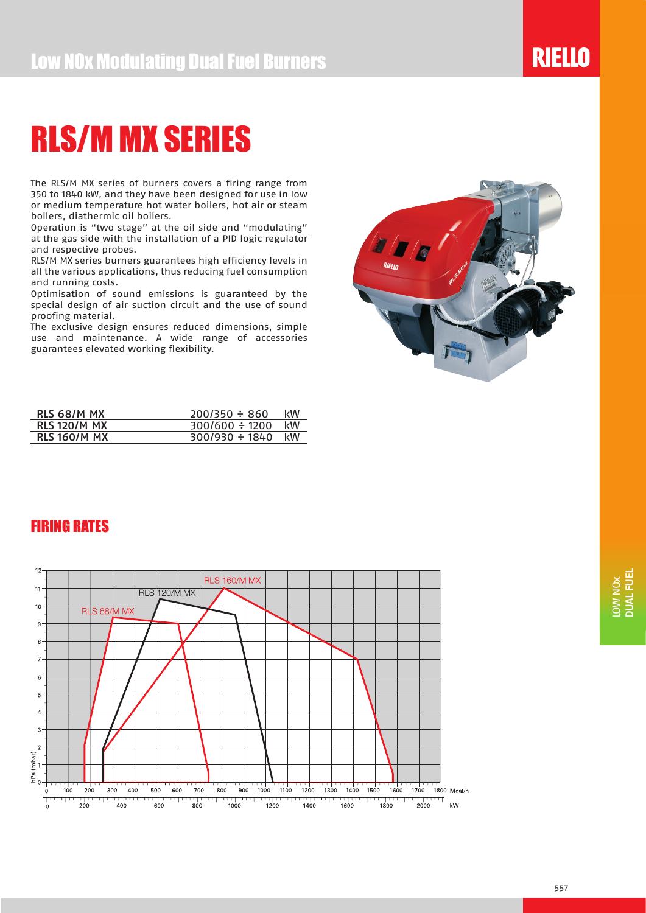# RLS/M MX SERIES

The RLS/M MX series of burners covers a firing range from 350 to 1840 kW, and they have been designed for use in low or medium temperature hot water boilers, hot air or steam boilers, diathermic oil boilers.

Operation is "two stage" at the oil side and "modulating" at the gas side with the installation of a PID logic regulator and respective probes.

RLS/M MX series burners guarantees high efficiency levels in all the various applications, thus reducing fuel consumption and running costs.

Optimisation of sound emissions is guaranteed by the special design of air suction circuit and the use of sound proofing material.

The exclusive design ensures reduced dimensions, simple use and maintenance. A wide range of accessories guarantees elevated working flexibility.

| | | |
|---|---|---|
| RLS 68/M MX | 200/350 ÷ 860 | kW |
| RLS 120/M MX | 300/600 ÷ 1200 | kW |
| RLS 160/M MX | 300/930 ÷ 1840 | kW |

## FIRING RATES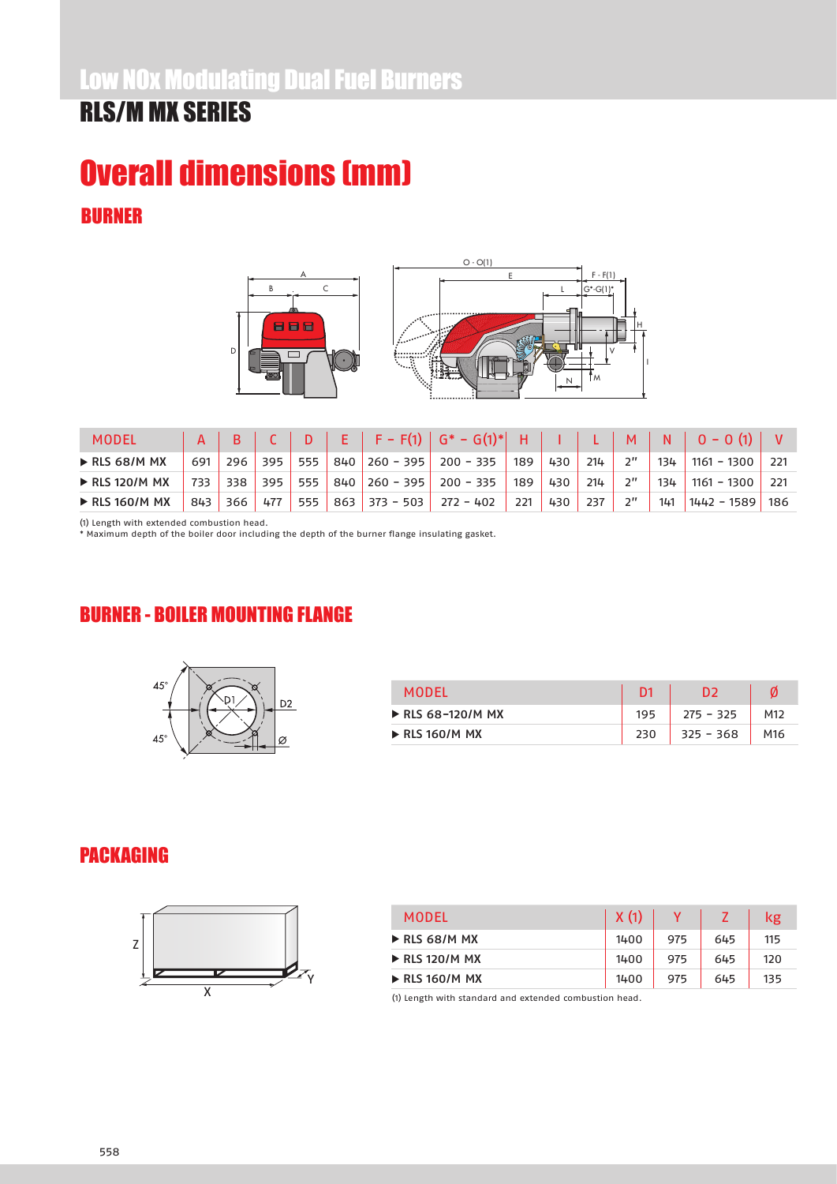# Low NOx Modulating Dual Fuel Burners

## RLS/M MX SERIES

# Overall dimensions (mm)

## BURNER

| MODEL | A | B | C | D | E | F - F(1) | G* - G(1)* | H | I | L | M | N | O - O (1) | V |
|---|---|---|---|---|---|---|---|---|---|---|---|---|---|---|
| ▶ RLS 68/M MX | 691 | 296 | 395 | 555 | 840 | 260 - 395 | 200 - 335 | 189 | 430 | 214 | 2" | 134 | 1161 - 1300 | 221 |
| ▶ RLS 120/M MX | 733 | 338 | 395 | 555 | 840 | 260 - 395 | 200 - 335 | 189 | 430 | 214 | 2" | 134 | 1161 - 1300 | 221 |
| ▶ RLS 160/M MX | 843 | 366 | 477 | 555 | 863 | 373 - 503 | 272 - 402 | 221 | 430 | 237 | 2" | 141 | 1442 - 1589 | 186 |

(1) Length with extended combustion head.
* Maximum depth of the boiler door including the depth of the burner flange insulating gasket.

## BURNER - BOILER MOUNTING FLANGE

| MODEL | D1 | D2 | Ø |
|---|---|---|---|
| ▶ RLS 68-120/M MX | 195 | 275 - 325 | M12 |
| ▶ RLS 160/M MX | 230 | 325 - 368 | M16 |

## PACKAGING

| MODEL | X (1) | Y | Z | kg |
|---|---|---|---|---|
| ▶ RLS 68/M MX | 1400 | 975 | 645 | 115 |
| ▶ RLS 120/M MX | 1400 | 975 | 645 | 120 |
| ▶ RLS 160/M MX | 1400 | 975 | 645 | 135 |

(1) Length with standard and extended combustion head.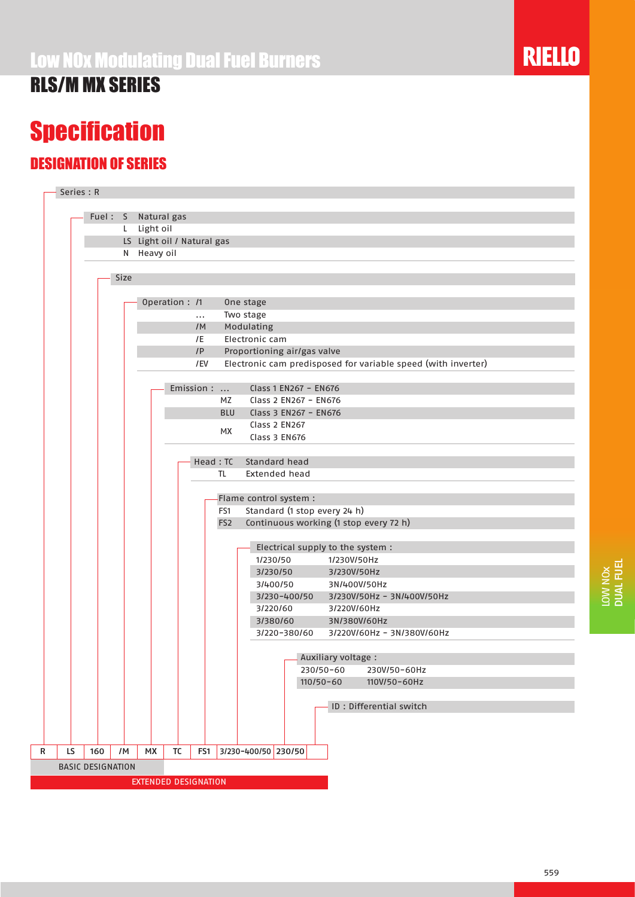# Low NOx Modulating Dual Fuel Burners

## RLS/M MX SERIES

# Specification

## DESIGNATION OF SERIES

**Series : R**

**Fuel :**

| Code | Description |
|---|---|
| S | Natural gas |
| L | Light oil |
| LS | Light oil / Natural gas |
| N | Heavy oil |

**Size**

**Operation :**

| Code | Description |
|---|---|
| /1 | One stage |
| ... | Two stage |
| /M | Modulating |
| /E | Electronic cam |
| /P | Proportioning air/gas valve |
| /EV | Electronic cam predisposed for variable speed (with inverter) |

**Emission :**

| Code | Description |
|---|---|
| ... | Class 1 EN267 - EN676 |
| MZ | Class 2 EN267 - EN676 |
| BLU | Class 3 EN267 - EN676 |
| MX | Class 2 EN267<br>Class 3 EN676 |

**Head :**

| Code | Description |
|---|---|
| TC | Standard head |
| TL | Extended head |

**Flame control system :**

| Code | Description |
|---|---|
| FS1 | Standard (1 stop every 24 h) |
| FS2 | Continuous working (1 stop every 72 h) |

**Electrical supply to the system :**

| Code | Description |
|---|---|
| 1/230/50 | 1/230V/50Hz |
| 3/230/50 | 3/230V/50Hz |
| 3/400/50 | 3N/400V/50Hz |
| 3/230-400/50 | 3/230V/50Hz - 3N/400V/50Hz |
| 3/220/60 | 3/220V/60Hz |
| 3/380/60 | 3N/380V/60Hz |
| 3/220-380/60 | 3/220V/60Hz - 3N/380V/60Hz |

**Auxiliary voltage :**

| Code | Description |
|---|---|
| 230/50-60 | 230V/50-60Hz |
| 110/50-60 | 110V/50-60Hz |

**ID : Differential switch**

| R | LS | 160 | /M | MX | TC | FS1 | 3/230-400/50 | 230/50 | |
|---|---|---|---|---|---|---|---|---|---|

BASIC DESIGNATION (R LS 160 /M)

EXTENDED DESIGNATION (R LS 160 /M MX TC FS1 3/230-400/50 230/50)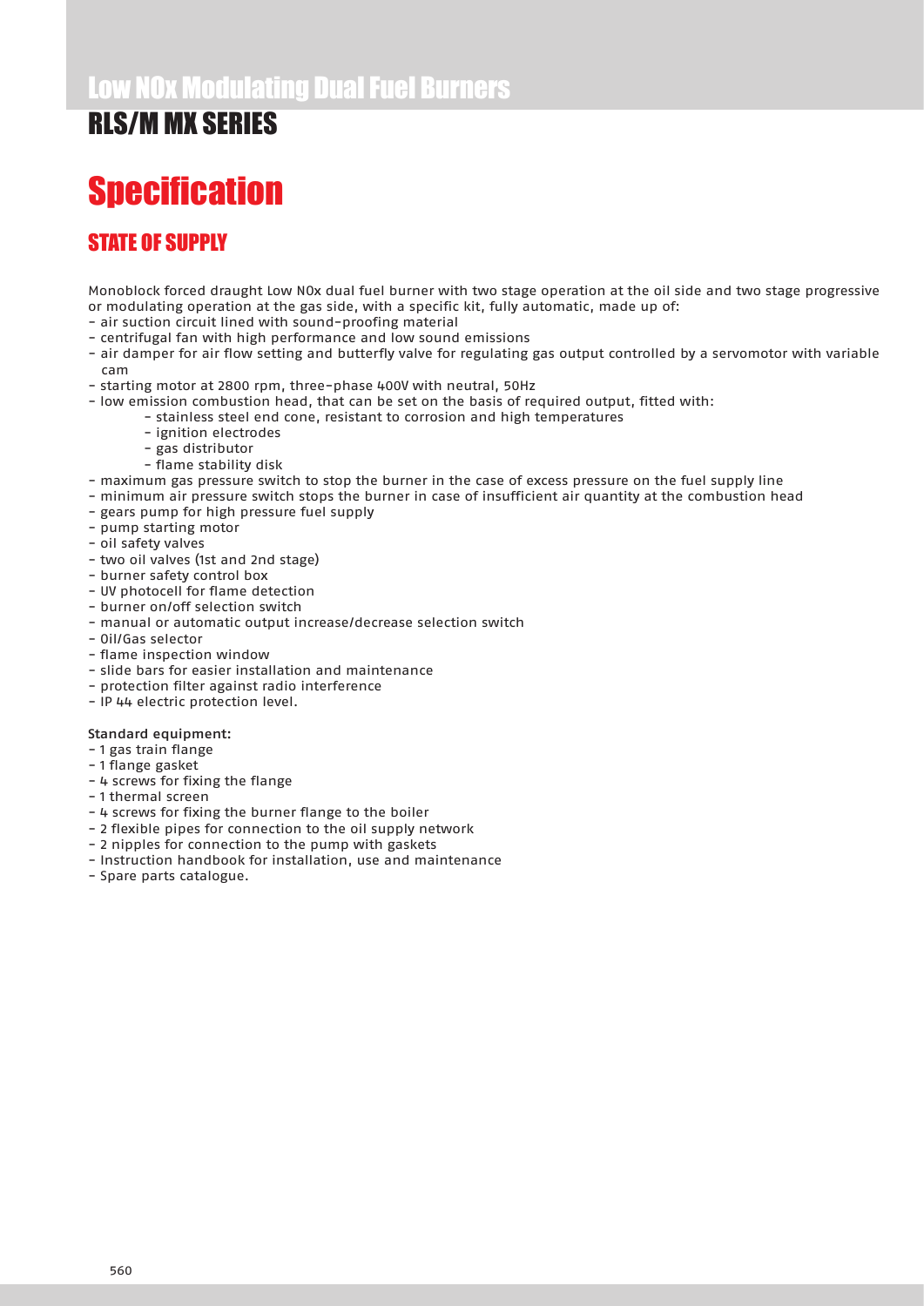# Low NOx Modulating Dual Fuel Burners

## RLS/M MX SERIES

# Specification

## STATE OF SUPPLY

Monoblock forced draught Low NOx dual fuel burner with two stage operation at the oil side and two stage progressive or modulating operation at the gas side, with a specific kit, fully automatic, made up of:

- air suction circuit lined with sound-proofing material
- centrifugal fan with high performance and low sound emissions
- air damper for air flow setting and butterfly valve for regulating gas output controlled by a servomotor with variable cam
- starting motor at 2800 rpm, three-phase 400V with neutral, 50Hz
- low emission combustion head, that can be set on the basis of required output, fitted with:
  - stainless steel end cone, resistant to corrosion and high temperatures
  - ignition electrodes
  - gas distributor
  - flame stability disk
- maximum gas pressure switch to stop the burner in the case of excess pressure on the fuel supply line
- minimum air pressure switch stops the burner in case of insufficient air quantity at the combustion head
- gears pump for high pressure fuel supply
- pump starting motor
- oil safety valves
- two oil valves (1st and 2nd stage)
- burner safety control box
- UV photocell for flame detection
- burner on/off selection switch
- manual or automatic output increase/decrease selection switch
- Oil/Gas selector
- flame inspection window
- slide bars for easier installation and maintenance
- protection filter against radio interference
- IP 44 electric protection level.

**Standard equipment:**

- 1 gas train flange
- 1 flange gasket
- 4 screws for fixing the flange
- 1 thermal screen
- 4 screws for fixing the burner flange to the boiler
- 2 flexible pipes for connection to the oil supply network
- 2 nipples for connection to the pump with gaskets
- Instruction handbook for installation, use and maintenance
- Spare parts catalogue.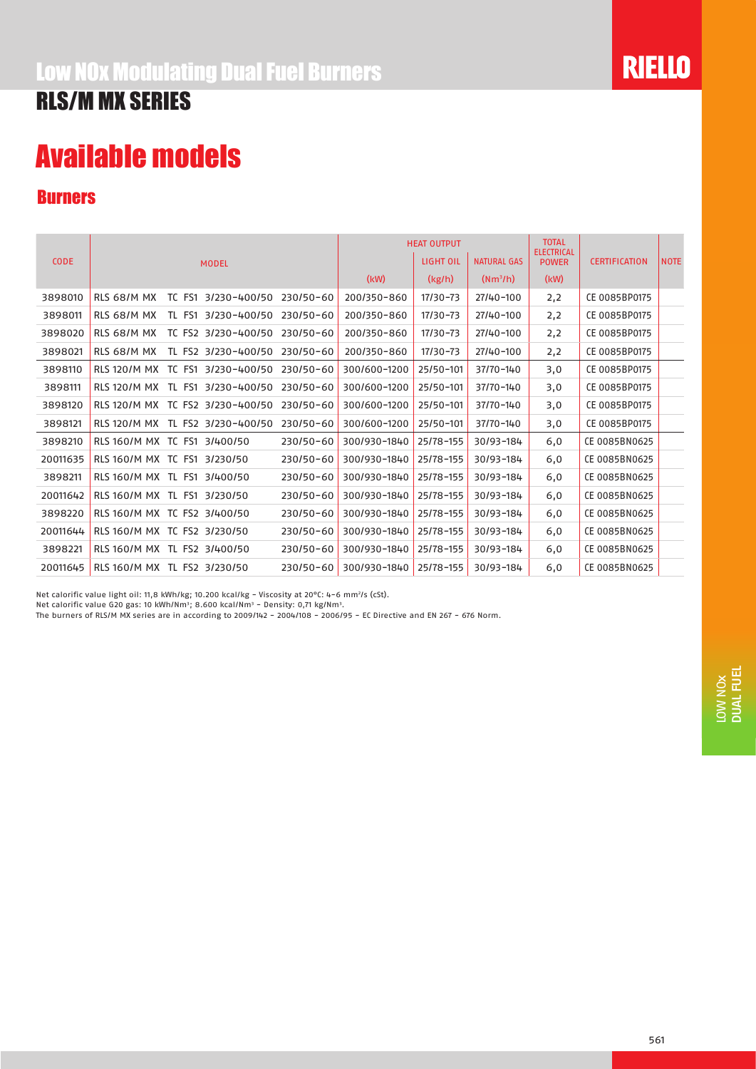# Low NOx Modulating Dual Fuel Burners

## RLS/M MX SERIES

# Available models

### Burners

| CODE | MODEL | | | HEAT OUTPUT | | | TOTAL ELECTRICAL POWER | CERTIFICATION | NOTE |
|---|---|---|---|---|---|---|---|---|---|
| | | | | | LIGHT OIL | NATURAL GAS | | | |
| | | | | (kW) | (kg/h) | ($Nm^3/h$) | (kW) | | |
| 3898010 | RLS 68/M MX | TC FS1 3/230-400/50 | 230/50-60 | 200/350-860 | 17/30-73 | 27/40-100 | 2,2 | CE 0085BP0175 | |
| 3898011 | RLS 68/M MX | TL FS1 3/230-400/50 | 230/50-60 | 200/350-860 | 17/30-73 | 27/40-100 | 2,2 | CE 0085BP0175 | |
| 3898020 | RLS 68/M MX | TC FS2 3/230-400/50 | 230/50-60 | 200/350-860 | 17/30-73 | 27/40-100 | 2,2 | CE 0085BP0175 | |
| 3898021 | RLS 68/M MX | TL FS2 3/230-400/50 | 230/50-60 | 200/350-860 | 17/30-73 | 27/40-100 | 2,2 | CE 0085BP0175 | |
| 3898110 | RLS 120/M MX | TC FS1 3/230-400/50 | 230/50-60 | 300/600-1200 | 25/50-101 | 37/70-140 | 3,0 | CE 0085BP0175 | |
| 3898111 | RLS 120/M MX | TL FS1 3/230-400/50 | 230/50-60 | 300/600-1200 | 25/50-101 | 37/70-140 | 3,0 | CE 0085BP0175 | |
| 3898120 | RLS 120/M MX | TC FS2 3/230-400/50 | 230/50-60 | 300/600-1200 | 25/50-101 | 37/70-140 | 3,0 | CE 0085BP0175 | |
| 3898121 | RLS 120/M MX | TL FS2 3/230-400/50 | 230/50-60 | 300/600-1200 | 25/50-101 | 37/70-140 | 3,0 | CE 0085BP0175 | |
| 3898210 | RLS 160/M MX | TC FS1 3/400/50 | 230/50-60 | 300/930-1840 | 25/78-155 | 30/93-184 | 6,0 | CE 0085BN0625 | |
| 20011635 | RLS 160/M MX | TC FS1 3/230/50 | 230/50-60 | 300/930-1840 | 25/78-155 | 30/93-184 | 6,0 | CE 0085BN0625 | |
| 3898211 | RLS 160/M MX | TL FS1 3/400/50 | 230/50-60 | 300/930-1840 | 25/78-155 | 30/93-184 | 6,0 | CE 0085BN0625 | |
| 20011642 | RLS 160/M MX | TL FS1 3/230/50 | 230/50-60 | 300/930-1840 | 25/78-155 | 30/93-184 | 6,0 | CE 0085BN0625 | |
| 3898220 | RLS 160/M MX | TC FS2 3/400/50 | 230/50-60 | 300/930-1840 | 25/78-155 | 30/93-184 | 6,0 | CE 0085BN0625 | |
| 20011644 | RLS 160/M MX | TC FS2 3/230/50 | 230/50-60 | 300/930-1840 | 25/78-155 | 30/93-184 | 6,0 | CE 0085BN0625 | |
| 3898221 | RLS 160/M MX | TL FS2 3/400/50 | 230/50-60 | 300/930-1840 | 25/78-155 | 30/93-184 | 6,0 | CE 0085BN0625 | |
| 20011645 | RLS 160/M MX | TL FS2 3/230/50 | 230/50-60 | 300/930-1840 | 25/78-155 | 30/93-184 | 6,0 | CE 0085BN0625 | |

Net calorific value light oil: 11,8 kWh/kg; 10.200 kcal/kg - Viscosity at 20°C: 4-6 $mm^2/s$ (cSt).
Net calorific value G20 gas: 10 $kWh/Nm^3$; 8.600 $kcal/Nm^3$ - Density: 0,71 $kg/Nm^3$.
The burners of RLS/M MX series are in according to 2009/142 - 2004/108 - 2006/95 - EC Directive and EN 267 - 676 Norm.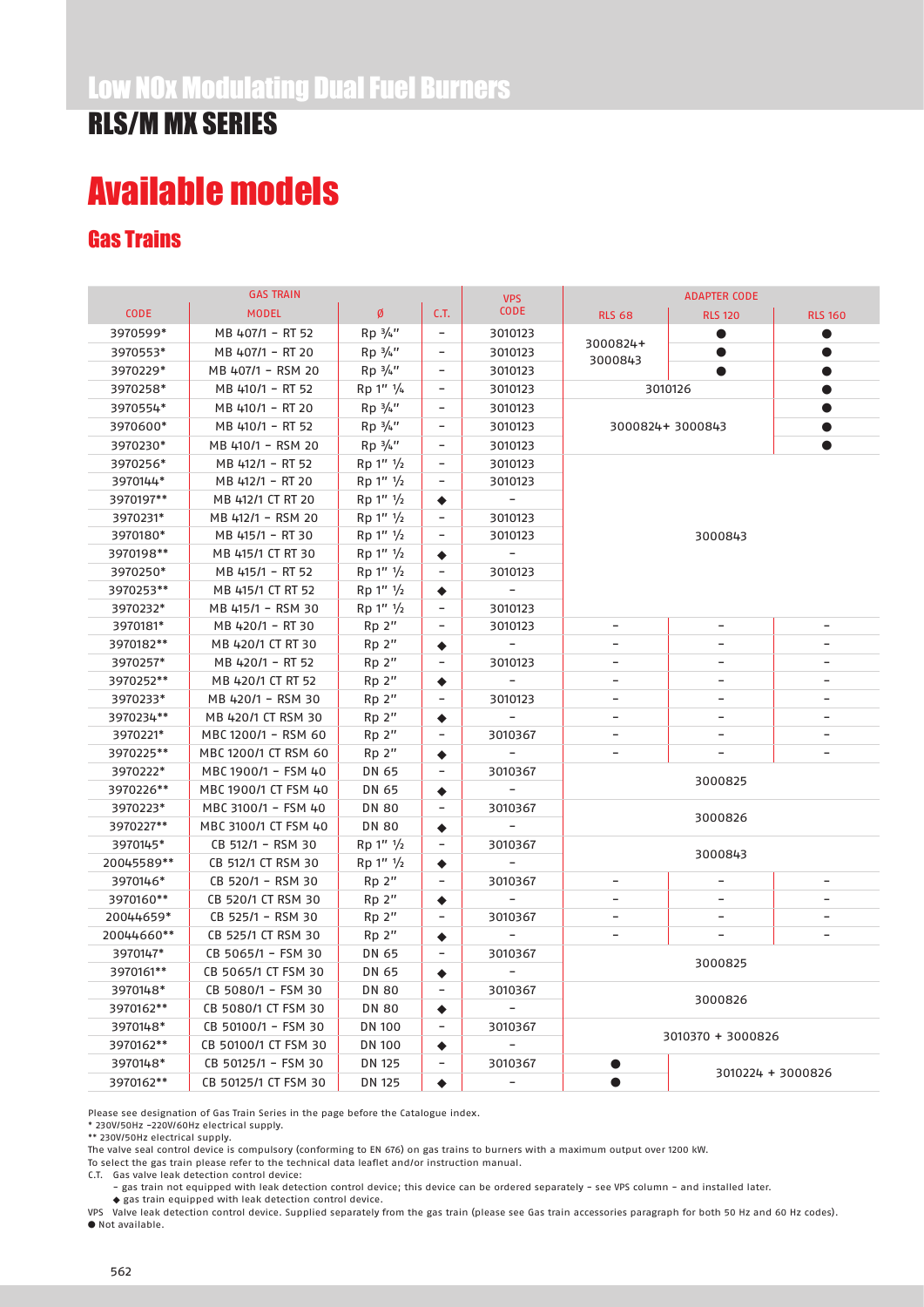# Low NOx Modulating Dual Fuel Burners

## RLS/M MX SERIES

# Available models

## Gas Trains

| GAS TRAIN | | | | VPS CODE | ADAPTER CODE | | |
|---|---|---|---|---|---|---|---|
| CODE | MODEL | Ø | C.T. | | RLS 68 | RLS 120 | RLS 160 |
| 3970599* | MB 407/1 - RT 52 | Rp ¾" | - | 3010123 | 3000824+ 3000843 | ● | ● |
| 3970553* | MB 407/1 - RT 20 | Rp ¾" | - | 3010123 | 3000824+ 3000843 | ● | ● |
| 3970229* | MB 407/1 - RSM 20 | Rp ¾" | - | 3010123 | 3000824+ 3000843 | ● | ● |
| 3970258* | MB 410/1 - RT 52 | Rp 1" ¼ | - | 3010123 | 3010126 | 3010126 | ● |
| 3970554* | MB 410/1 - RT 20 | Rp ¾" | - | 3010123 | 3000824+ 3000843 | 3000824+ 3000843 | ● |
| 3970600* | MB 410/1 - RT 52 | Rp ¾" | - | 3010123 | 3000824+ 3000843 | 3000824+ 3000843 | ● |
| 3970230* | MB 410/1 - RSM 20 | Rp ¾" | - | 3010123 | 3000824+ 3000843 | 3000824+ 3000843 | ● |
| 3970256* | MB 412/1 - RT 52 | Rp 1" ½ | - | 3010123 | 3000843 | 3000843 | 3000843 |
| 3970144* | MB 412/1 - RT 20 | Rp 1" ½ | - | 3010123 | 3000843 | 3000843 | 3000843 |
| 3970197** | MB 412/1 CT RT 20 | Rp 1" ½ | ◆ | - | 3000843 | 3000843 | 3000843 |
| 3970231* | MB 412/1 - RSM 20 | Rp 1" ½ | - | 3010123 | 3000843 | 3000843 | 3000843 |
| 3970180* | MB 415/1 - RT 30 | Rp 1" ½ | - | 3010123 | 3000843 | 3000843 | 3000843 |
| 3970198** | MB 415/1 CT RT 30 | Rp 1" ½ | ◆ | - | 3000843 | 3000843 | 3000843 |
| 3970250* | MB 415/1 - RT 52 | Rp 1" ½ | - | 3010123 | 3000843 | 3000843 | 3000843 |
| 3970253** | MB 415/1 CT RT 52 | Rp 1" ½ | ◆ | - | 3000843 | 3000843 | 3000843 |
| 3970232* | MB 415/1 - RSM 30 | Rp 1" ½ | - | 3010123 | 3000843 | 3000843 | 3000843 |
| 3970181* | MB 420/1 - RT 30 | Rp 2" | - | 3010123 | - | - | - |
| 3970182** | MB 420/1 CT RT 30 | Rp 2" | ◆ | - | - | - | - |
| 3970257* | MB 420/1 - RT 52 | Rp 2" | - | 3010123 | - | - | - |
| 3970252** | MB 420/1 CT RT 52 | Rp 2" | ◆ | - | - | - | - |
| 3970233* | MB 420/1 - RSM 30 | Rp 2" | - | 3010123 | - | - | - |
| 3970234** | MB 420/1 CT RSM 30 | Rp 2" | ◆ | - | - | - | - |
| 3970221* | MBC 1200/1 - RSM 60 | Rp 2" | - | 3010367 | - | - | - |
| 3970225** | MBC 1200/1 CT RSM 60 | Rp 2" | ◆ | - | - | - | - |
| 3970222* | MBC 1900/1 - FSM 40 | DN 65 | - | 3010367 | 3000825 | 3000825 | 3000825 |
| 3970226** | MBC 1900/1 CT FSM 40 | DN 65 | ◆ | - | 3000825 | 3000825 | 3000825 |
| 3970223* | MBC 3100/1 - FSM 40 | DN 80 | - | 3010367 | 3000826 | 3000826 | 3000826 |
| 3970227** | MBC 3100/1 CT FSM 40 | DN 80 | ◆ | - | 3000826 | 3000826 | 3000826 |
| 3970145* | CB 512/1 - RSM 30 | Rp 1" ½ | - | 3010367 | 3000843 | 3000843 | 3000843 |
| 20045589** | CB 512/1 CT RSM 30 | Rp 1" ½ | ◆ | - | 3000843 | 3000843 | 3000843 |
| 3970146* | CB 520/1 - RSM 30 | Rp 2" | - | 3010367 | - | - | - |
| 3970160** | CB 520/1 CT RSM 30 | Rp 2" | ◆ | - | - | - | - |
| 20044659* | CB 525/1 - RSM 30 | Rp 2" | - | 3010367 | - | - | - |
| 20044660** | CB 525/1 CT RSM 30 | Rp 2" | ◆ | - | - | - | - |
| 3970147* | CB 5065/1 - FSM 30 | DN 65 | - | 3010367 | 3000825 | 3000825 | 3000825 |
| 3970161** | CB 5065/1 CT FSM 30 | DN 65 | ◆ | - | 3000825 | 3000825 | 3000825 |
| 3970148* | CB 5080/1 - FSM 30 | DN 80 | - | 3010367 | 3000826 | 3000826 | 3000826 |
| 3970162** | CB 5080/1 CT FSM 30 | DN 80 | ◆ | - | 3000826 | 3000826 | 3000826 |
| 3970148* | CB 50100/1 - FSM 30 | DN 100 | - | 3010367 | 3010370 + 3000826 | 3010370 + 3000826 | 3010370 + 3000826 |
| 3970162** | CB 50100/1 CT FSM 30 | DN 100 | ◆ | - | 3010370 + 3000826 | 3010370 + 3000826 | 3010370 + 3000826 |
| 3970148* | CB 50125/1 - FSM 30 | DN 125 | - | 3010367 | ● | 3010224 + 3000826 | 3010224 + 3000826 |
| 3970162** | CB 50125/1 CT FSM 30 | DN 125 | ◆ | - | ● | 3010224 + 3000826 | 3010224 + 3000826 |

Please see designation of Gas Train Series in the page before the Catalogue index.

\* 230V/50Hz –220V/60Hz electrical supply.

\*\* 230V/50Hz electrical supply.

The valve seal control device is compulsory (conforming to EN 676) on gas trains to burners with a maximum output over 1200 kW.

To select the gas train please refer to the technical data leaflet and/or instruction manual.

C.T. Gas valve leak detection control device:

- gas train not equipped with leak detection control device; this device can be ordered separately – see VPS column – and installed later.

◆ gas train equipped with leak detection control device.

VPS Valve leak detection control device. Supplied separately from the gas train (please see Gas train accessories paragraph for both 50 Hz and 60 Hz codes).

● Not available.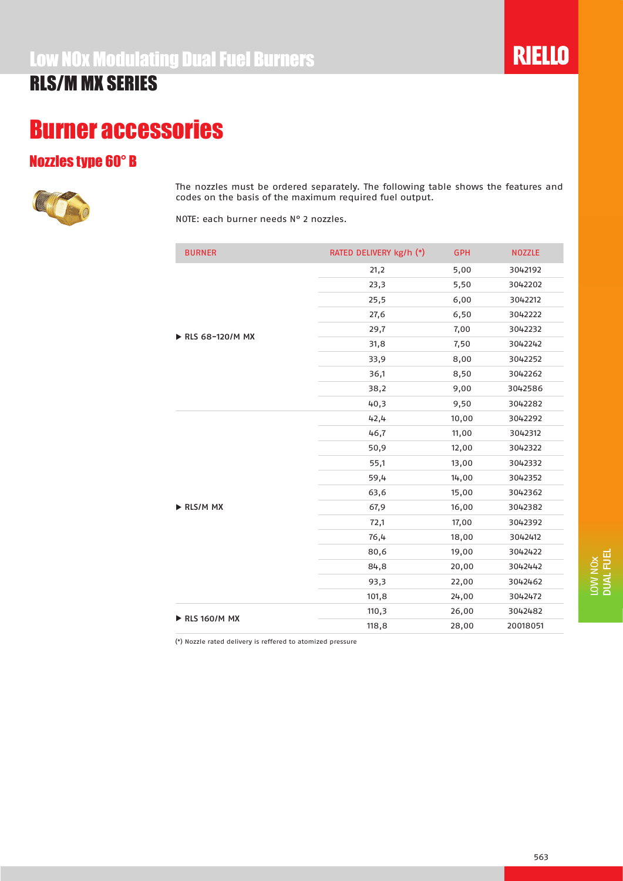# Low NOx Modulating Dual Fuel Burners

## RLS/M MX SERIES

# Burner accessories

## Nozzles type 60° B

The nozzles must be ordered separately. The following table shows the features and codes on the basis of the maximum required fuel output.

NOTE: each burner needs N° 2 nozzles.

| BURNER | RATED DELIVERY kg/h (*) | GPH | NOZZLE |
|---|---|---|---|
| ▶ RLS 68-120/M MX | 21,2 | 5,00 | 3042192 |
| | 23,3 | 5,50 | 3042202 |
| | 25,5 | 6,00 | 3042212 |
| | 27,6 | 6,50 | 3042222 |
| | 29,7 | 7,00 | 3042232 |
| | 31,8 | 7,50 | 3042242 |
| | 33,9 | 8,00 | 3042252 |
| | 36,1 | 8,50 | 3042262 |
| | 38,2 | 9,00 | 3042586 |
| | 40,3 | 9,50 | 3042282 |
| ▶ RLS/M MX | 42,4 | 10,00 | 3042292 |
| | 46,7 | 11,00 | 3042312 |
| | 50,9 | 12,00 | 3042322 |
| | 55,1 | 13,00 | 3042332 |
| | 59,4 | 14,00 | 3042352 |
| | 63,6 | 15,00 | 3042362 |
| | 67,9 | 16,00 | 3042382 |
| | 72,1 | 17,00 | 3042392 |
| | 76,4 | 18,00 | 3042412 |
| | 80,6 | 19,00 | 3042422 |
| | 84,8 | 20,00 | 3042442 |
| | 93,3 | 22,00 | 3042462 |
| | 101,8 | 24,00 | 3042472 |
| ▶ RLS 160/M MX | 110,3 | 26,00 | 3042482 |
| | 118,8 | 28,00 | 20018051 |

(*) Nozzle rated delivery is reffered to atomized pressure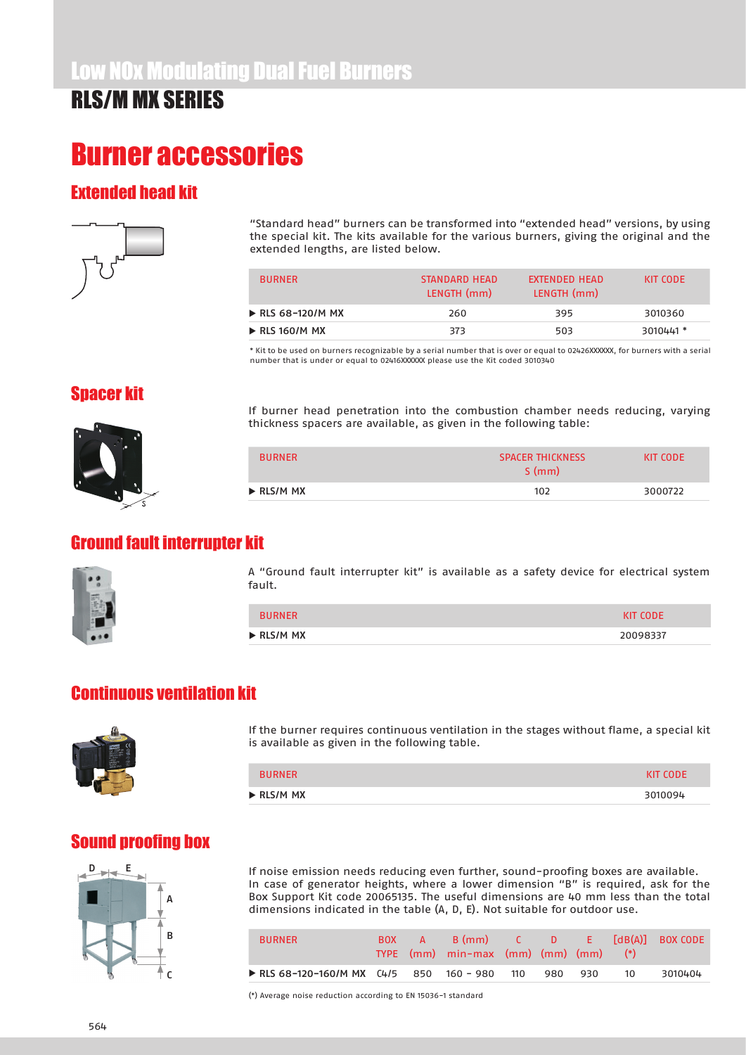Low NOx Modulating Dual Fuel Burners

RLS/M MX SERIES

# Burner accessories

## Extended head kit

"Standard head" burners can be transformed into "extended head" versions, by using the special kit. The kits available for the various burners, giving the original and the extended lengths, are listed below.

| BURNER | STANDARD HEAD LENGTH (mm) | EXTENDED HEAD LENGTH (mm) | KIT CODE |
|---|---|---|---|
| ▶ RLS 68-120/M MX | 260 | 395 | 3010360 |
| ▶ RLS 160/M MX | 373 | 503 | 3010441 * |

* Kit to be used on burners recognizable by a serial number that is over or equal to 02426XXXXXX, for burners with a serial number that is under or equal to 02416XXXXXX please use the Kit coded 3010340

## Spacer kit

If burner head penetration into the combustion chamber needs reducing, varying thickness spacers are available, as given in the following table:

| BURNER | SPACER THICKNESS S (mm) | KIT CODE |
|---|---|---|
| ▶ RLS/M MX | 102 | 3000722 |

## Ground fault interrupter kit

A "Ground fault interrupter kit" is available as a safety device for electrical system fault.

| BURNER | KIT CODE |
|---|---|
| ▶ RLS/M MX | 20098337 |

## Continuous ventilation kit

If the burner requires continuous ventilation in the stages without flame, a special kit is available as given in the following table.

| BURNER | KIT CODE |
|---|---|
| ▶ RLS/M MX | 3010094 |

## Sound proofing box

If noise emission needs reducing even further, sound-proofing boxes are available. In case of generator heights, where a lower dimension "B" is required, ask for the Box Support Kit code 20065135. The useful dimensions are 40 mm less than the total dimensions indicated in the table (A, D, E). Not suitable for outdoor use.

| BURNER | BOX TYPE | A (mm) | B (mm) min-max | C (mm) | D (mm) | E (mm) | [dB(A)] (*) | BOX CODE |
|---|---|---|---|---|---|---|---|---|
| ▶ RLS 68-120-160/M MX | C4/5 | 850 | 160 - 980 | 110 | 980 | 930 | 10 | 3010404 |

(*) Average noise reduction according to EN 15036-1 standard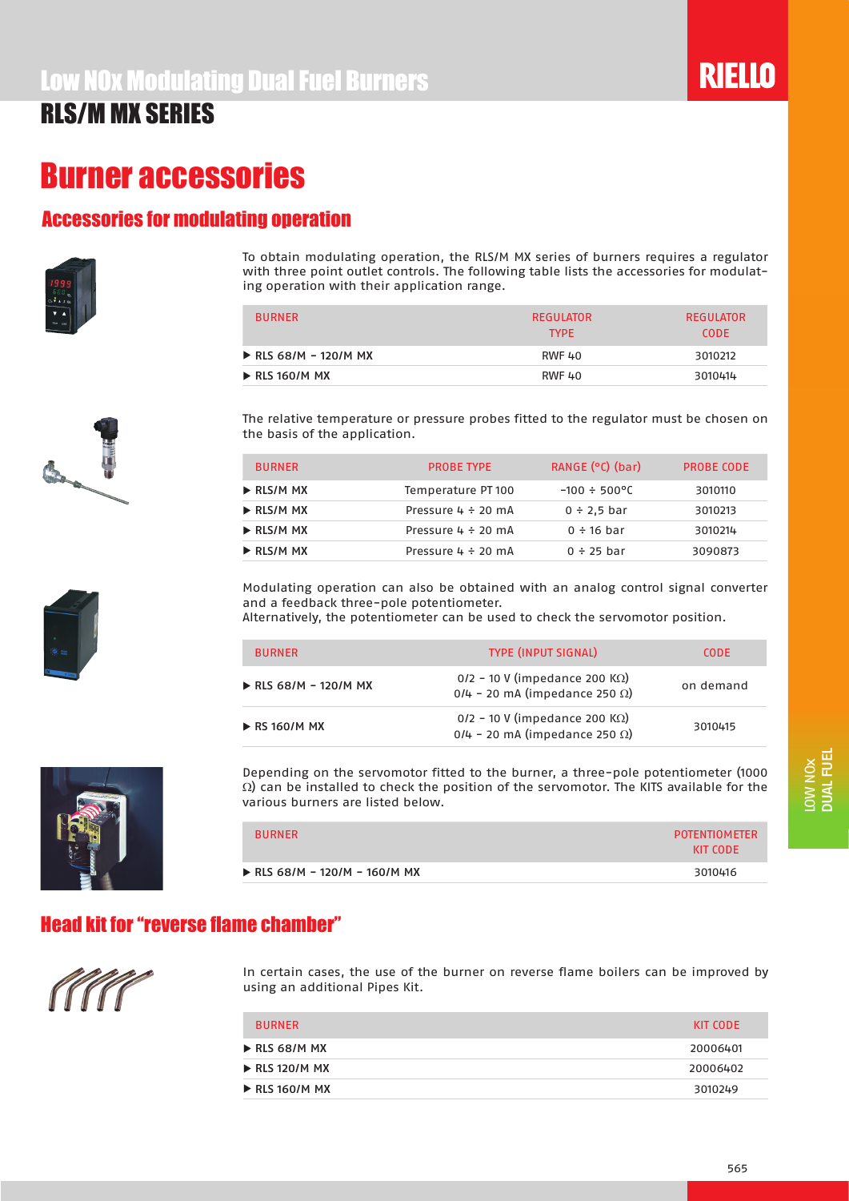# Low NOx Modulating Dual Fuel Burners

## RLS/M MX SERIES

# Burner accessories

## Accessories for modulating operation

To obtain modulating operation, the RLS/M MX series of burners requires a regulator with three point outlet controls. The following table lists the accessories for modulating operation with their application range.

| BURNER | REGULATOR TYPE | REGULATOR CODE |
|---|---|---|
| ▶ RLS 68/M - 120/M MX | RWF 40 | 3010212 |
| ▶ RLS 160/M MX | RWF 40 | 3010414 |

The relative temperature or pressure probes fitted to the regulator must be chosen on the basis of the application.

| BURNER | PROBE TYPE | RANGE (°C) (bar) | PROBE CODE |
|---|---|---|---|
| ▶ RLS/M MX | Temperature PT 100 | -100 ÷ 500°C | 3010110 |
| ▶ RLS/M MX | Pressure 4 ÷ 20 mA | 0 ÷ 2,5 bar | 3010213 |
| ▶ RLS/M MX | Pressure 4 ÷ 20 mA | 0 ÷ 16 bar | 3010214 |
| ▶ RLS/M MX | Pressure 4 ÷ 20 mA | 0 ÷ 25 bar | 3090873 |

Modulating operation can also be obtained with an analog control signal converter and a feedback three-pole potentiometer.
Alternatively, the potentiometer can be used to check the servomotor position.

| BURNER | TYPE (INPUT SIGNAL) | CODE |
|---|---|---|
| ▶ RLS 68/M - 120/M MX | 0/2 - 10 V (impedance 200 KΩ)<br>0/4 - 20 mA (impedance 250 Ω) | on demand |
| ▶ RS 160/M MX | 0/2 - 10 V (impedance 200 KΩ)<br>0/4 - 20 mA (impedance 250 Ω) | 3010415 |

Depending on the servomotor fitted to the burner, a three-pole potentiometer (1000 Ω) can be installed to check the position of the servomotor. The KITS available for the various burners are listed below.

| BURNER | POTENTIOMETER KIT CODE |
|---|---|
| ▶ RLS 68/M - 120/M - 160/M MX | 3010416 |

## Head kit for "reverse flame chamber"

In certain cases, the use of the burner on reverse flame boilers can be improved by using an additional Pipes Kit.

| BURNER | KIT CODE |
|---|---|
| ▶ RLS 68/M MX | 20006401 |
| ▶ RLS 120/M MX | 20006402 |
| ▶ RLS 160/M MX | 3010249 |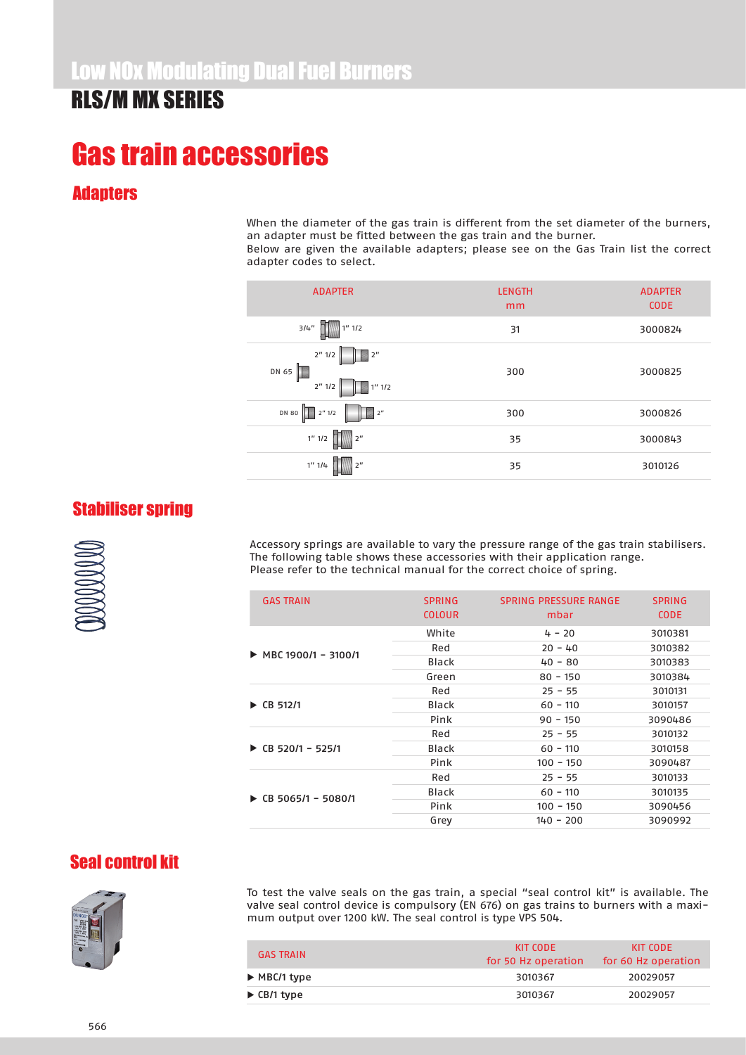# Low NOx Modulating Dual Fuel Burners

## RLS/M MX SERIES

# Gas train accessories

## Adapters

When the diameter of the gas train is different from the set diameter of the burners, an adapter must be fitted between the gas train and the burner.
Below are given the available adapters; please see on the Gas Train list the correct adapter codes to select.

| ADAPTER | LENGTH mm | ADAPTER CODE |
|---|---|---|
| 3/4" – 1" 1/2 | 31 | 3000824 |
| DN 65 – 2" 1/2 – 2"<br>DN 65 – 2" 1/2 – 1" 1/2 | 300 | 3000825 |
| DN 80 – 2" 1/2 – 2" | 300 | 3000826 |
| 1" 1/2 – 2" | 35 | 3000843 |
| 1" 1/4 – 2" | 35 | 3010126 |

## Stabiliser spring

Accessory springs are available to vary the pressure range of the gas train stabilisers.
The following table shows these accessories with their application range.
Please refer to the technical manual for the correct choice of spring.

| GAS TRAIN | SPRING COLOUR | SPRING PRESSURE RANGE mbar | SPRING CODE |
|---|---|---|---|
| ▶ MBC 1900/1 - 3100/1 | White | 4 - 20 | 3010381 |
| | Red | 20 - 40 | 3010382 |
| | Black | 40 - 80 | 3010383 |
| | Green | 80 - 150 | 3010384 |
| ▶ CB 512/1 | Red | 25 - 55 | 3010131 |
| | Black | 60 - 110 | 3010157 |
| | Pink | 90 - 150 | 3090486 |
| ▶ CB 520/1 - 525/1 | Red | 25 - 55 | 3010132 |
| | Black | 60 - 110 | 3010158 |
| | Pink | 100 - 150 | 3090487 |
| ▶ CB 5065/1 - 5080/1 | Red | 25 - 55 | 3010133 |
| | Black | 60 - 110 | 3010135 |
| | Pink | 100 - 150 | 3090456 |
| | Grey | 140 - 200 | 3090992 |

## Seal control kit

To test the valve seals on the gas train, a special "seal control kit" is available. The valve seal control device is compulsory (EN 676) on gas trains to burners with a maximum output over 1200 kW. The seal control is type VPS 504.

| GAS TRAIN | KIT CODE for 50 Hz operation | KIT CODE for 60 Hz operation |
|---|---|---|
| ▶ MBC/1 type | 3010367 | 20029057 |
| ▶ CB/1 type | 3010367 | 20029057 |